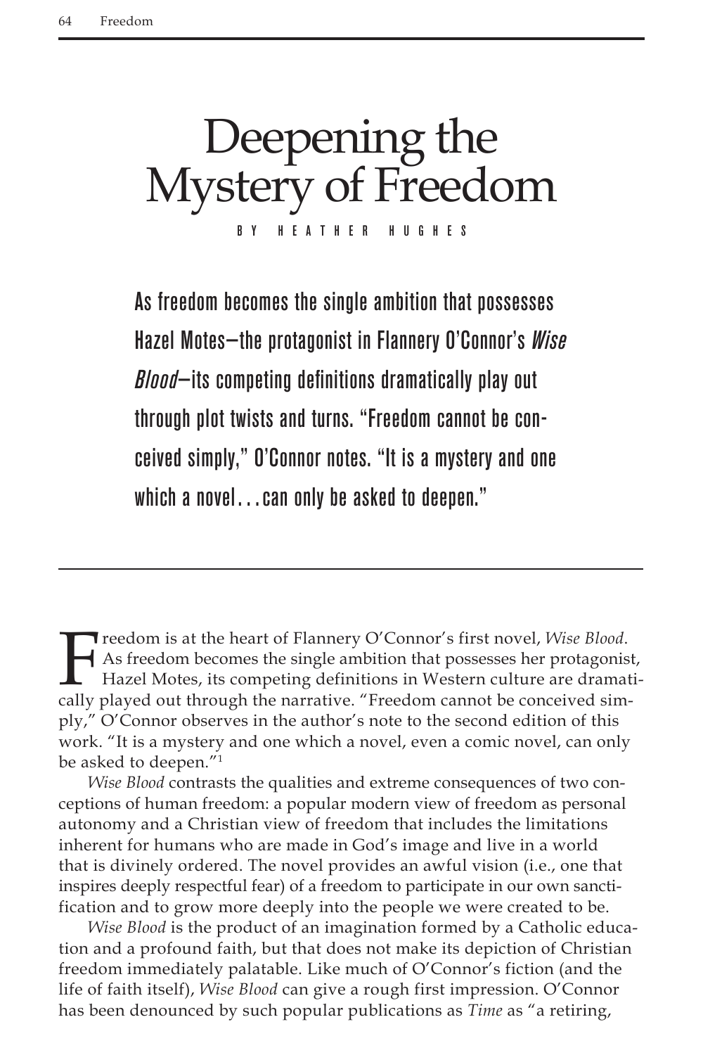# Deepening the Mystery of Freedom

BY HEATHER HUGHES

**As freedom becomes the single ambition that possesses Hazel Motes—the protagonist in Flannery O'Connor's *Wise Blood*—its competing definitions dramatically play out through plot twists and turns. "Freedom cannot be conceived simply," O'Connor notes. "It is a mystery and one which a novel…can only be asked to deepen."**

---

Freedom is at the heart of Flannery O'Connor's first novel, *Wise Blood*. As freedom becomes the single ambition that possesses her protagonist, Hazel Motes, its competing definitions in Western culture are dramatically played out through the narrative. "Freedom cannot be conceived simply," O'Connor observes in the author's note to the second edition of this work. "It is a mystery and one which a novel, even a comic novel, can only be asked to deepen."[1]

*Wise Blood* contrasts the qualities and extreme consequences of two conceptions of human freedom: a popular modern view of freedom as personal autonomy and a Christian view of freedom that includes the limitations inherent for humans who are made in God's image and live in a world that is divinely ordered. The novel provides an awful vision (i.e., one that inspires deeply respectful fear) of a freedom to participate in our own sanctification and to grow more deeply into the people we were created to be.

*Wise Blood* is the product of an imagination formed by a Catholic education and a profound faith, but that does not make its depiction of Christian freedom immediately palatable. Like much of O'Connor's fiction (and the life of faith itself), *Wise Blood* can give a rough first impression. O'Connor has been denounced by such popular publications as *Time* as "a retiring,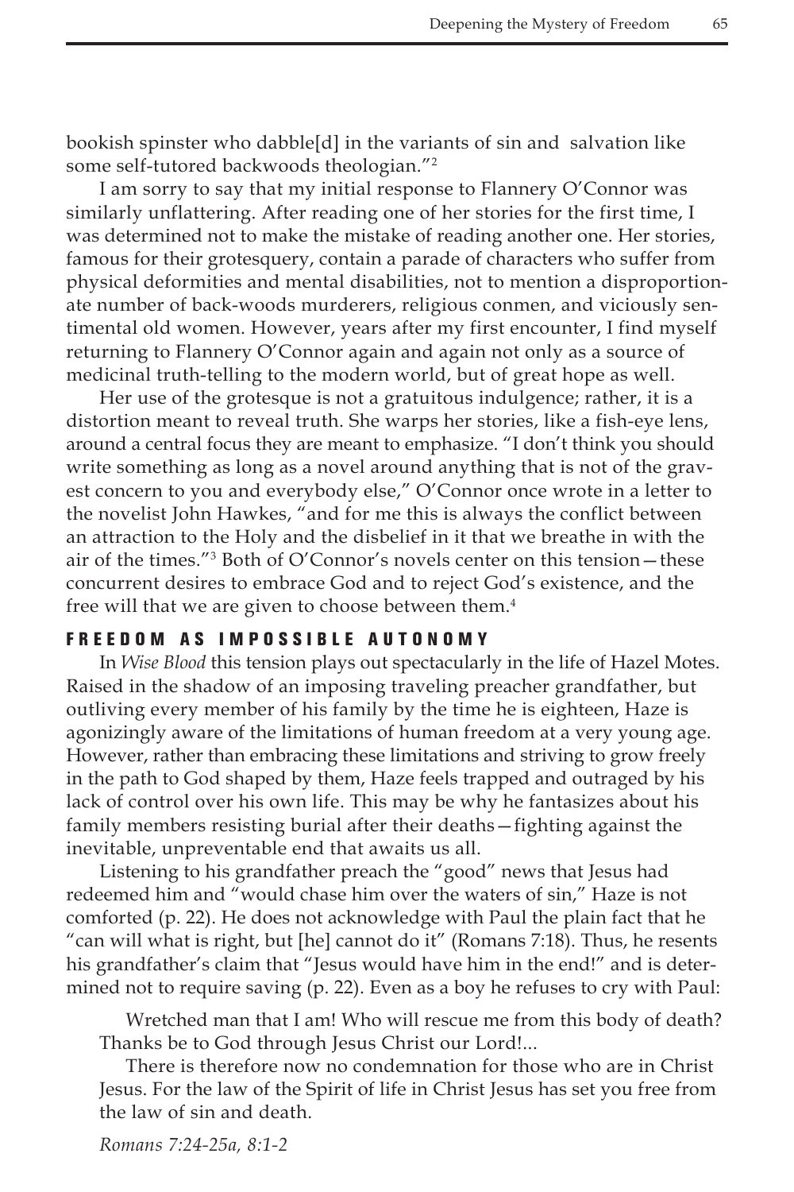bookish spinster who dabble[d] in the variants of sin and salvation like some self-tutored backwoods theologian."[2]

I am sorry to say that my initial response to Flannery O'Connor was similarly unflattering. After reading one of her stories for the first time, I was determined not to make the mistake of reading another one. Her stories, famous for their grotesquery, contain a parade of characters who suffer from physical deformities and mental disabilities, not to mention a disproportionate number of back-woods murderers, religious conmen, and viciously sentimental old women. However, years after my first encounter, I find myself returning to Flannery O'Connor again and again not only as a source of medicinal truth-telling to the modern world, but of great hope as well.

Her use of the grotesque is not a gratuitous indulgence; rather, it is a distortion meant to reveal truth. She warps her stories, like a fish-eye lens, around a central focus they are meant to emphasize. "I don't think you should write something as long as a novel around anything that is not of the gravest concern to you and everybody else," O'Connor once wrote in a letter to the novelist John Hawkes, "and for me this is always the conflict between an attraction to the Holy and the disbelief in it that we breathe in with the air of the times."[3] Both of O'Connor's novels center on this tension—these concurrent desires to embrace God and to reject God's existence, and the free will that we are given to choose between them.[4]

## FREEDOM AS IMPOSSIBLE AUTONOMY

In *Wise Blood* this tension plays out spectacularly in the life of Hazel Motes. Raised in the shadow of an imposing traveling preacher grandfather, but outliving every member of his family by the time he is eighteen, Haze is agonizingly aware of the limitations of human freedom at a very young age. However, rather than embracing these limitations and striving to grow freely in the path to God shaped by them, Haze feels trapped and outraged by his lack of control over his own life. This may be why he fantasizes about his family members resisting burial after their deaths—fighting against the inevitable, unpreventable end that awaits us all.

Listening to his grandfather preach the "good" news that Jesus had redeemed him and "would chase him over the waters of sin," Haze is not comforted (p. 22). He does not acknowledge with Paul the plain fact that he "can will what is right, but [he] cannot do it" (Romans 7:18). Thus, he resents his grandfather's claim that "Jesus would have him in the end!" and is determined not to require saving (p. 22). Even as a boy he refuses to cry with Paul:

> Wretched man that I am! Who will rescue me from this body of death? Thanks be to God through Jesus Christ our Lord!...
>
> There is therefore now no condemnation for those who are in Christ Jesus. For the law of the Spirit of life in Christ Jesus has set you free from the law of sin and death.
>
> *Romans 7:24-25a, 8:1-2*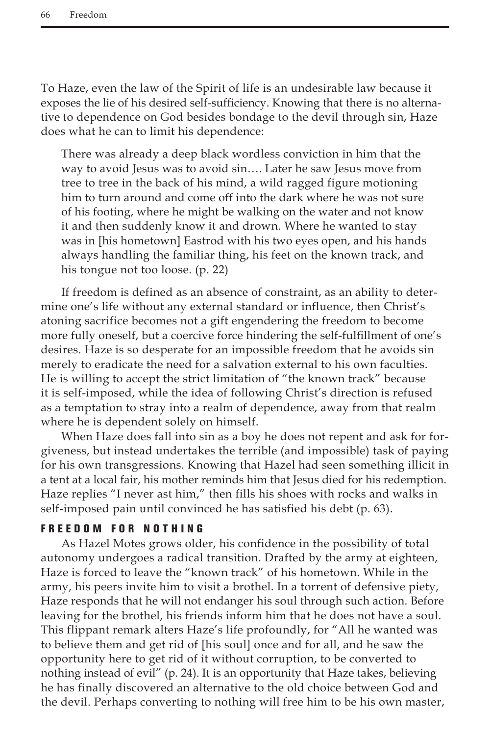To Haze, even the law of the Spirit of life is an undesirable law because it exposes the lie of his desired self-sufficiency. Knowing that there is no alternative to dependence on God besides bondage to the devil through sin, Haze does what he can to limit his dependence:

> There was already a deep black wordless conviction in him that the way to avoid Jesus was to avoid sin…. Later he saw Jesus move from tree to tree in the back of his mind, a wild ragged figure motioning him to turn around and come off into the dark where he was not sure of his footing, where he might be walking on the water and not know it and then suddenly know it and drown. Where he wanted to stay was in [his hometown] Eastrod with his two eyes open, and his hands always handling the familiar thing, his feet on the known track, and his tongue not too loose. (p. 22)

If freedom is defined as an absence of constraint, as an ability to determine one's life without any external standard or influence, then Christ's atoning sacrifice becomes not a gift engendering the freedom to become more fully oneself, but a coercive force hindering the self-fulfillment of one's desires. Haze is so desperate for an impossible freedom that he avoids sin merely to eradicate the need for a salvation external to his own faculties. He is willing to accept the strict limitation of "the known track" because it is self-imposed, while the idea of following Christ's direction is refused as a temptation to stray into a realm of dependence, away from that realm where he is dependent solely on himself.

When Haze does fall into sin as a boy he does not repent and ask for forgiveness, but instead undertakes the terrible (and impossible) task of paying for his own transgressions. Knowing that Hazel had seen something illicit in a tent at a local fair, his mother reminds him that Jesus died for his redemption. Haze replies "I never ast him," then fills his shoes with rocks and walks in self-imposed pain until convinced he has satisfied his debt (p. 63).

### FREEDOM FOR NOTHING

As Hazel Motes grows older, his confidence in the possibility of total autonomy undergoes a radical transition. Drafted by the army at eighteen, Haze is forced to leave the "known track" of his hometown. While in the army, his peers invite him to visit a brothel. In a torrent of defensive piety, Haze responds that he will not endanger his soul through such action. Before leaving for the brothel, his friends inform him that he does not have a soul. This flippant remark alters Haze's life profoundly, for "All he wanted was to believe them and get rid of [his soul] once and for all, and he saw the opportunity here to get rid of it without corruption, to be converted to nothing instead of evil" (p. 24). It is an opportunity that Haze takes, believing he has finally discovered an alternative to the old choice between God and the devil. Perhaps converting to nothing will free him to be his own master,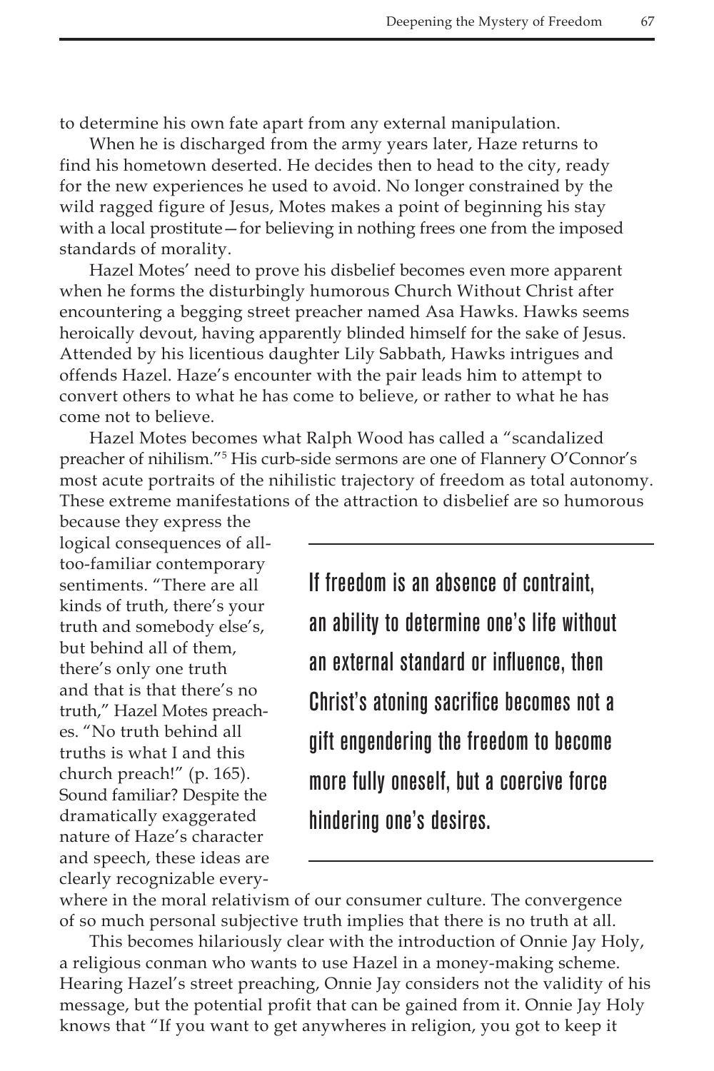to determine his own fate apart from any external manipulation.

When he is discharged from the army years later, Haze returns to find his hometown deserted. He decides then to head to the city, ready for the new experiences he used to avoid. No longer constrained by the wild ragged figure of Jesus, Motes makes a point of beginning his stay with a local prostitute—for believing in nothing frees one from the imposed standards of morality.

Hazel Motes' need to prove his disbelief becomes even more apparent when he forms the disturbingly humorous Church Without Christ after encountering a begging street preacher named Asa Hawks. Hawks seems heroically devout, having apparently blinded himself for the sake of Jesus. Attended by his licentious daughter Lily Sabbath, Hawks intrigues and offends Hazel. Haze's encounter with the pair leads him to attempt to convert others to what he has come to believe, or rather to what he has come not to believe.

Hazel Motes becomes what Ralph Wood has called a "scandalized preacher of nihilism."[5] His curb-side sermons are one of Flannery O'Connor's most acute portraits of the nihilistic trajectory of freedom as total autonomy. These extreme manifestations of the attraction to disbelief are so humorous because they express the logical consequences of all-too-familiar contemporary sentiments. "There are all kinds of truth, there's your truth and somebody else's, but behind all of them, there's only one truth and that is that there's no truth," Hazel Motes preaches. "No truth behind all truths is what I and this church preach!" (p. 165). Sound familiar? Despite the dramatically exaggerated nature of Haze's character and speech, these ideas are clearly recognizable everywhere in the moral relativism of our consumer culture. The convergence of so much personal subjective truth implies that there is no truth at all.

> If freedom is an absence of contraint, an ability to determine one's life without an external standard or influence, then Christ's atoning sacrifice becomes not a gift engendering the freedom to become more fully oneself, but a coercive force hindering one's desires.

This becomes hilariously clear with the introduction of Onnie Jay Holy, a religious conman who wants to use Hazel in a money-making scheme. Hearing Hazel's street preaching, Onnie Jay considers not the validity of his message, but the potential profit that can be gained from it. Onnie Jay Holy knows that "If you want to get anywheres in religion, you got to keep it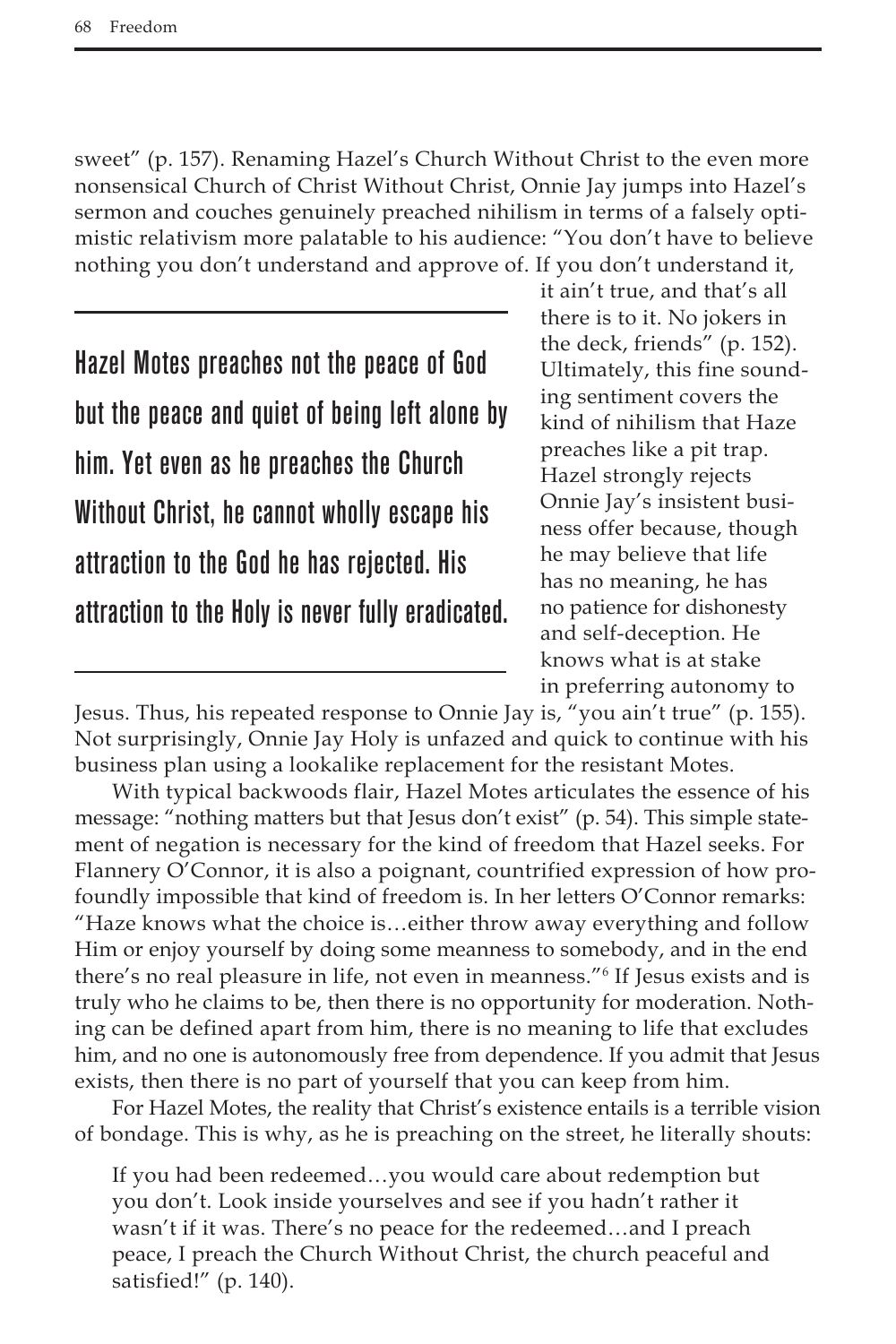sweet" (p. 157). Renaming Hazel's Church Without Christ to the even more nonsensical Church of Christ Without Christ, Onnie Jay jumps into Hazel's sermon and couches genuinely preached nihilism in terms of a falsely optimistic relativism more palatable to his audience: "You don't have to believe nothing you don't understand and approve of. If you don't understand it, it ain't true, and that's all there is to it. No jokers in the deck, friends" (p. 152). Ultimately, this fine sounding sentiment covers the kind of nihilism that Haze preaches like a pit trap. Hazel strongly rejects Onnie Jay's insistent business offer because, though he may believe that life has no meaning, he has no patience for dishonesty and self-deception. He knows what is at stake in preferring autonomy to Jesus. Thus, his repeated response to Onnie Jay is, "you ain't true" (p. 155). Not surprisingly, Onnie Jay Holy is unfazed and quick to continue with his business plan using a lookalike replacement for the resistant Motes.

> **Hazel Motes preaches not the peace of God but the peace and quiet of being left alone by him. Yet even as he preaches the Church Without Christ, he cannot wholly escape his attraction to the God he has rejected. His attraction to the Holy is never fully eradicated.**

With typical backwoods flair, Hazel Motes articulates the essence of his message: "nothing matters but that Jesus don't exist" (p. 54). This simple statement of negation is necessary for the kind of freedom that Hazel seeks. For Flannery O'Connor, it is also a poignant, countrified expression of how profoundly impossible that kind of freedom is. In her letters O'Connor remarks: "Haze knows what the choice is…either throw away everything and follow Him or enjoy yourself by doing some meanness to somebody, and in the end there's no real pleasure in life, not even in meanness."[6] If Jesus exists and is truly who he claims to be, then there is no opportunity for moderation. Nothing can be defined apart from him, there is no meaning to life that excludes him, and no one is autonomously free from dependence. If you admit that Jesus exists, then there is no part of yourself that you can keep from him.

For Hazel Motes, the reality that Christ's existence entails is a terrible vision of bondage. This is why, as he is preaching on the street, he literally shouts:

> If you had been redeemed…you would care about redemption but you don't. Look inside yourselves and see if you hadn't rather it wasn't if it was. There's no peace for the redeemed…and I preach peace, I preach the Church Without Christ, the church peaceful and satisfied!" (p. 140).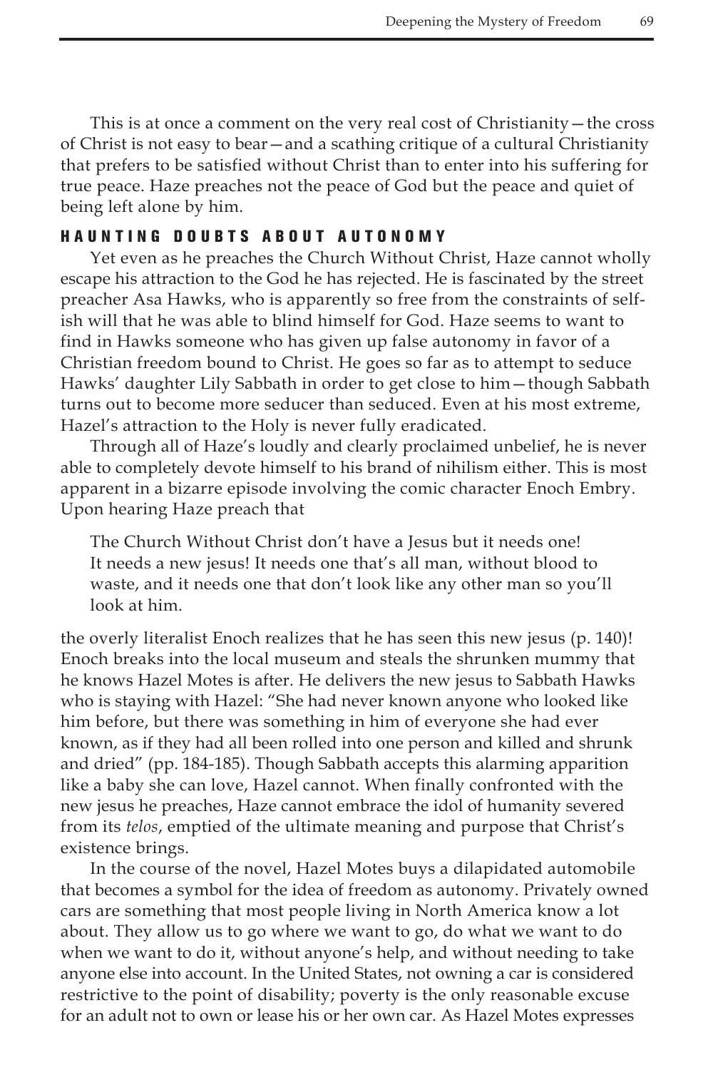This is at once a comment on the very real cost of Christianity—the cross of Christ is not easy to bear—and a scathing critique of a cultural Christianity that prefers to be satisfied without Christ than to enter into his suffering for true peace. Haze preaches not the peace of God but the peace and quiet of being left alone by him.

## HAUNTING DOUBTS ABOUT AUTONOMY

Yet even as he preaches the Church Without Christ, Haze cannot wholly escape his attraction to the God he has rejected. He is fascinated by the street preacher Asa Hawks, who is apparently so free from the constraints of selfish will that he was able to blind himself for God. Haze seems to want to find in Hawks someone who has given up false autonomy in favor of a Christian freedom bound to Christ. He goes so far as to attempt to seduce Hawks' daughter Lily Sabbath in order to get close to him—though Sabbath turns out to become more seducer than seduced. Even at his most extreme, Hazel's attraction to the Holy is never fully eradicated.

Through all of Haze's loudly and clearly proclaimed unbelief, he is never able to completely devote himself to his brand of nihilism either. This is most apparent in a bizarre episode involving the comic character Enoch Embry. Upon hearing Haze preach that

> The Church Without Christ don't have a Jesus but it needs one! It needs a new jesus! It needs one that's all man, without blood to waste, and it needs one that don't look like any other man so you'll look at him.

the overly literalist Enoch realizes that he has seen this new jesus (p. 140)! Enoch breaks into the local museum and steals the shrunken mummy that he knows Hazel Motes is after. He delivers the new jesus to Sabbath Hawks who is staying with Hazel: "She had never known anyone who looked like him before, but there was something in him of everyone she had ever known, as if they had all been rolled into one person and killed and shrunk and dried" (pp. 184-185). Though Sabbath accepts this alarming apparition like a baby she can love, Hazel cannot. When finally confronted with the new jesus he preaches, Haze cannot embrace the idol of humanity severed from its *telos*, emptied of the ultimate meaning and purpose that Christ's existence brings.

In the course of the novel, Hazel Motes buys a dilapidated automobile that becomes a symbol for the idea of freedom as autonomy. Privately owned cars are something that most people living in North America know a lot about. They allow us to go where we want to go, do what we want to do when we want to do it, without anyone's help, and without needing to take anyone else into account. In the United States, not owning a car is considered restrictive to the point of disability; poverty is the only reasonable excuse for an adult not to own or lease his or her own car. As Hazel Motes expresses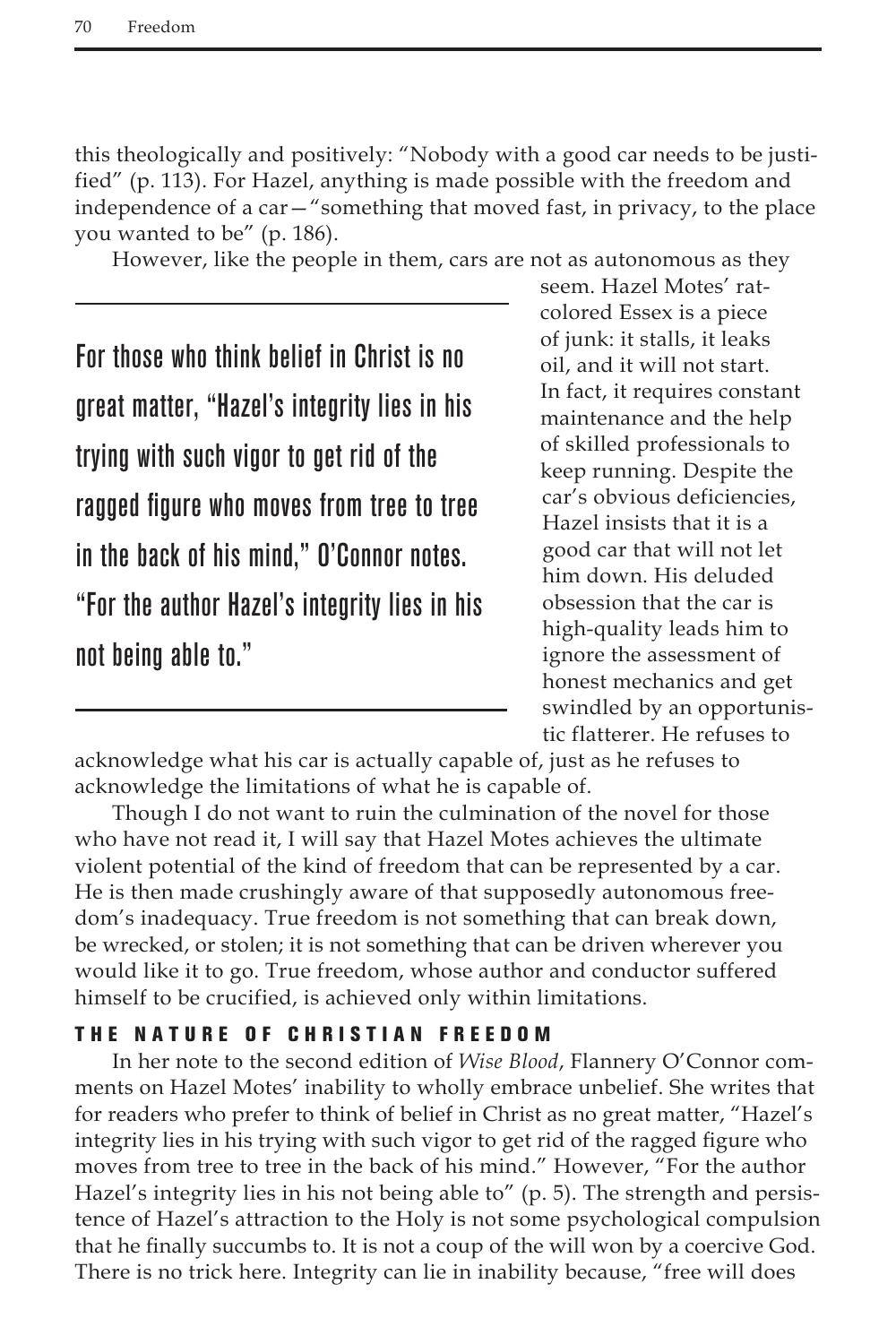this theologically and positively: "Nobody with a good car needs to be justified" (p. 113). For Hazel, anything is made possible with the freedom and independence of a car—"something that moved fast, in privacy, to the place you wanted to be" (p. 186).

However, like the people in them, cars are not as autonomous as they seem. Hazel Motes' rat-colored Essex is a piece of junk: it stalls, it leaks oil, and it will not start. In fact, it requires constant maintenance and the help of skilled professionals to keep running. Despite the car's obvious deficiencies, Hazel insists that it is a good car that will not let him down. His deluded obsession that the car is high-quality leads him to ignore the assessment of honest mechanics and get swindled by an opportunistic flatterer. He refuses to acknowledge what his car is actually capable of, just as he refuses to acknowledge the limitations of what he is capable of.

> For those who think belief in Christ is no great matter, "Hazel's integrity lies in his trying with such vigor to get rid of the ragged figure who moves from tree to tree in the back of his mind," O'Connor notes. "For the author Hazel's integrity lies in his not being able to."

Though I do not want to ruin the culmination of the novel for those who have not read it, I will say that Hazel Motes achieves the ultimate violent potential of the kind of freedom that can be represented by a car. He is then made crushingly aware of that supposedly autonomous freedom's inadequacy. True freedom is not something that can break down, be wrecked, or stolen; it is not something that can be driven wherever you would like it to go. True freedom, whose author and conductor suffered himself to be crucified, is achieved only within limitations.

## THE NATURE OF CHRISTIAN FREEDOM

In her note to the second edition of *Wise Blood*, Flannery O'Connor comments on Hazel Motes' inability to wholly embrace unbelief. She writes that for readers who prefer to think of belief in Christ as no great matter, "Hazel's integrity lies in his trying with such vigor to get rid of the ragged figure who moves from tree to tree in the back of his mind." However, "For the author Hazel's integrity lies in his not being able to" (p. 5). The strength and persistence of Hazel's attraction to the Holy is not some psychological compulsion that he finally succumbs to. It is not a coup of the will won by a coercive God. There is no trick here. Integrity can lie in inability because, "free will does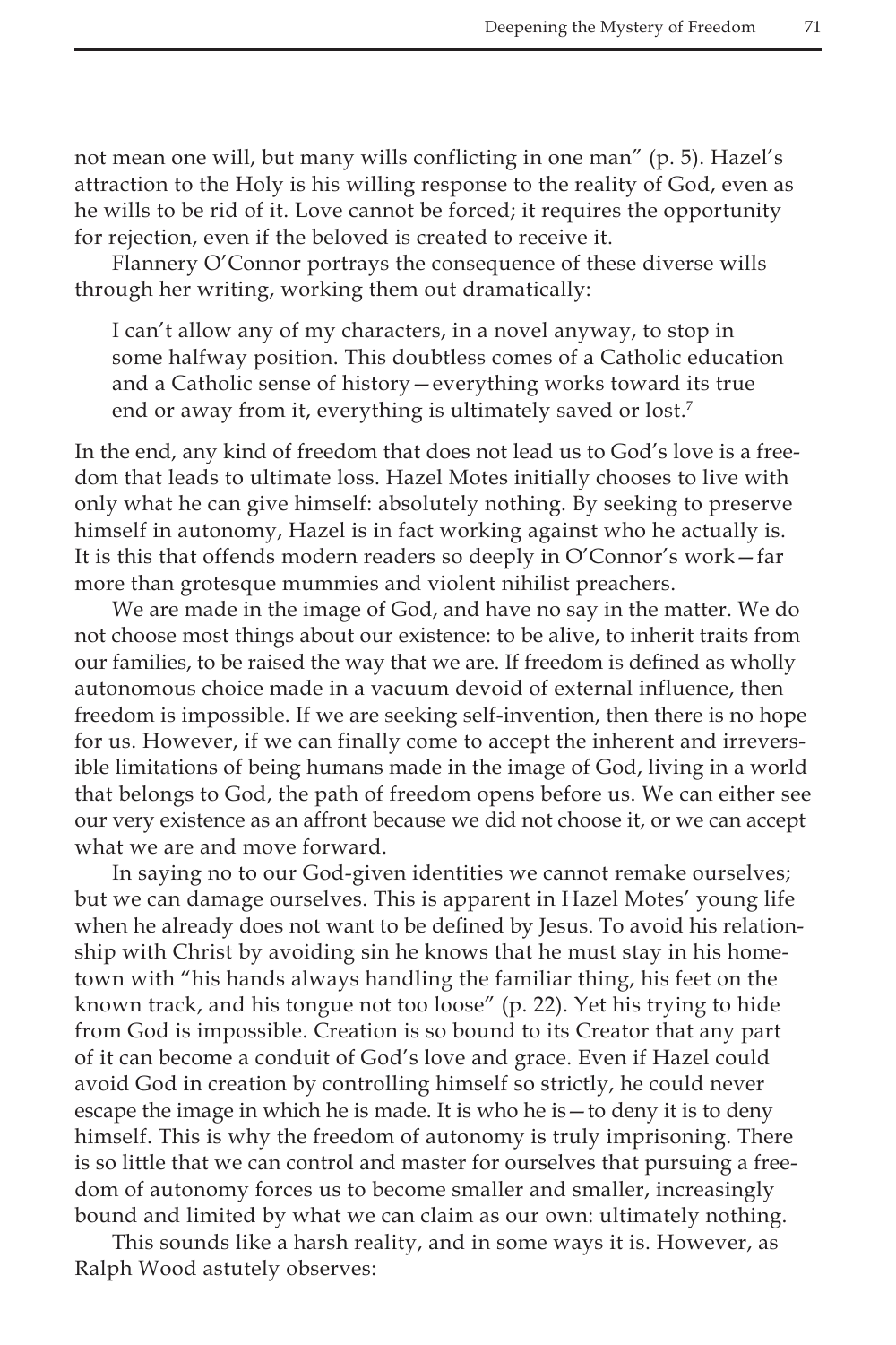not mean one will, but many wills conflicting in one man" (p. 5). Hazel's attraction to the Holy is his willing response to the reality of God, even as he wills to be rid of it. Love cannot be forced; it requires the opportunity for rejection, even if the beloved is created to receive it.

Flannery O'Connor portrays the consequence of these diverse wills through her writing, working them out dramatically:

> I can't allow any of my characters, in a novel anyway, to stop in some halfway position. This doubtless comes of a Catholic education and a Catholic sense of history—everything works toward its true end or away from it, everything is ultimately saved or lost.[7]

In the end, any kind of freedom that does not lead us to God's love is a freedom that leads to ultimate loss. Hazel Motes initially chooses to live with only what he can give himself: absolutely nothing. By seeking to preserve himself in autonomy, Hazel is in fact working against who he actually is. It is this that offends modern readers so deeply in O'Connor's work—far more than grotesque mummies and violent nihilist preachers.

We are made in the image of God, and have no say in the matter. We do not choose most things about our existence: to be alive, to inherit traits from our families, to be raised the way that we are. If freedom is defined as wholly autonomous choice made in a vacuum devoid of external influence, then freedom is impossible. If we are seeking self-invention, then there is no hope for us. However, if we can finally come to accept the inherent and irreversible limitations of being humans made in the image of God, living in a world that belongs to God, the path of freedom opens before us. We can either see our very existence as an affront because we did not choose it, or we can accept what we are and move forward.

In saying no to our God-given identities we cannot remake ourselves; but we can damage ourselves. This is apparent in Hazel Motes' young life when he already does not want to be defined by Jesus. To avoid his relationship with Christ by avoiding sin he knows that he must stay in his hometown with "his hands always handling the familiar thing, his feet on the known track, and his tongue not too loose" (p. 22). Yet his trying to hide from God is impossible. Creation is so bound to its Creator that any part of it can become a conduit of God's love and grace. Even if Hazel could avoid God in creation by controlling himself so strictly, he could never escape the image in which he is made. It is who he is—to deny it is to deny himself. This is why the freedom of autonomy is truly imprisoning. There is so little that we can control and master for ourselves that pursuing a freedom of autonomy forces us to become smaller and smaller, increasingly bound and limited by what we can claim as our own: ultimately nothing.

This sounds like a harsh reality, and in some ways it is. However, as Ralph Wood astutely observes: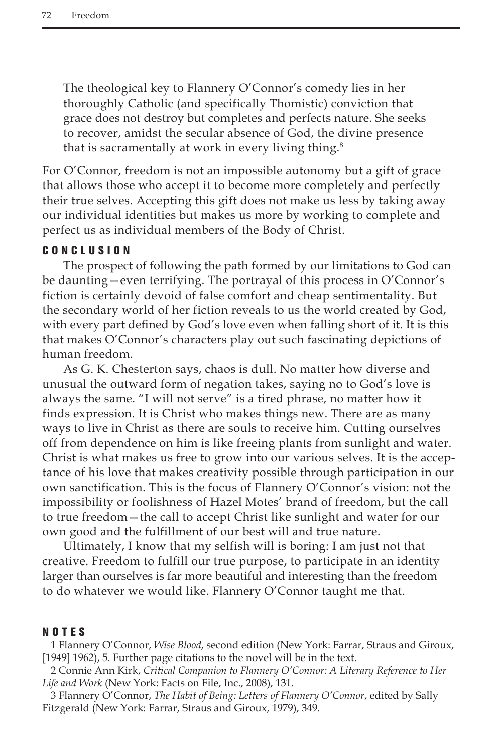> The theological key to Flannery O'Connor's comedy lies in her thoroughly Catholic (and specifically Thomistic) conviction that grace does not destroy but completes and perfects nature. She seeks to recover, amidst the secular absence of God, the divine presence that is sacramentally at work in every living thing.[8]

For O'Connor, freedom is not an impossible autonomy but a gift of grace that allows those who accept it to become more completely and perfectly their true selves. Accepting this gift does not make us less by taking away our individual identities but makes us more by working to complete and perfect us as individual members of the Body of Christ.

## CONCLUSION

The prospect of following the path formed by our limitations to God can be daunting—even terrifying. The portrayal of this process in O'Connor's fiction is certainly devoid of false comfort and cheap sentimentality. But the secondary world of her fiction reveals to us the world created by God, with every part defined by God's love even when falling short of it. It is this that makes O'Connor's characters play out such fascinating depictions of human freedom.

As G. K. Chesterton says, chaos is dull. No matter how diverse and unusual the outward form of negation takes, saying no to God's love is always the same. "I will not serve" is a tired phrase, no matter how it finds expression. It is Christ who makes things new. There are as many ways to live in Christ as there are souls to receive him. Cutting ourselves off from dependence on him is like freeing plants from sunlight and water. Christ is what makes us free to grow into our various selves. It is the acceptance of his love that makes creativity possible through participation in our own sanctification. This is the focus of Flannery O'Connor's vision: not the impossibility or foolishness of Hazel Motes' brand of freedom, but the call to true freedom—the call to accept Christ like sunlight and water for our own good and the fulfillment of our best will and true nature.

Ultimately, I know that my selfish will is boring: I am just not that creative. Freedom to fulfill our true purpose, to participate in an identity larger than ourselves is far more beautiful and interesting than the freedom to do whatever we would like. Flannery O'Connor taught me that.

## NOTES

1 Flannery O'Connor, *Wise Blood*, second edition (New York: Farrar, Straus and Giroux, [1949] 1962), 5. Further page citations to the novel will be in the text.

2 Connie Ann Kirk, *Critical Companion to Flannery O'Connor: A Literary Reference to Her Life and Work* (New York: Facts on File, Inc., 2008), 131.

3 Flannery O'Connor, *The Habit of Being: Letters of Flannery O'Connor*, edited by Sally Fitzgerald (New York: Farrar, Straus and Giroux, 1979), 349.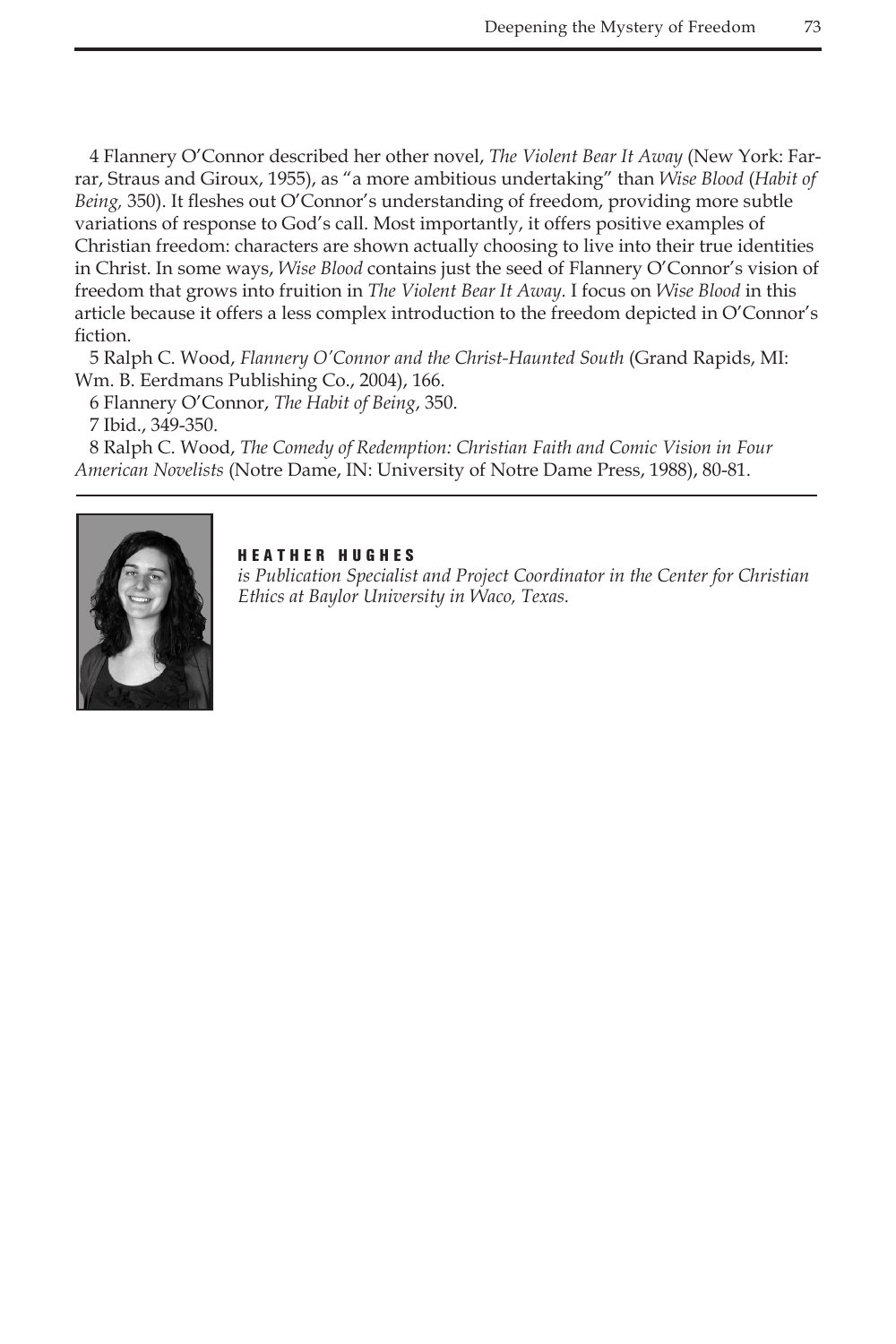4 Flannery O'Connor described her other novel, *The Violent Bear It Away* (New York: Farrar, Straus and Giroux, 1955), as "a more ambitious undertaking" than *Wise Blood* (*Habit of Being,* 350). It fleshes out O'Connor's understanding of freedom, providing more subtle variations of response to God's call. Most importantly, it offers positive examples of Christian freedom: characters are shown actually choosing to live into their true identities in Christ. In some ways, *Wise Blood* contains just the seed of Flannery O'Connor's vision of freedom that grows into fruition in *The Violent Bear It Away*. I focus on *Wise Blood* in this article because it offers a less complex introduction to the freedom depicted in O'Connor's fiction.

5 Ralph C. Wood, *Flannery O'Connor and the Christ-Haunted South* (Grand Rapids, MI: Wm. B. Eerdmans Publishing Co., 2004), 166.

6 Flannery O'Connor, *The Habit of Being*, 350.

7 Ibid., 349-350.

8 Ralph C. Wood, *The Comedy of Redemption: Christian Faith and Comic Vision in Four American Novelists* (Notre Dame, IN: University of Notre Dame Press, 1988), 80-81.

**HEATHER HUGHES**
*is Publication Specialist and Project Coordinator in the Center for Christian Ethics at Baylor University in Waco, Texas.*